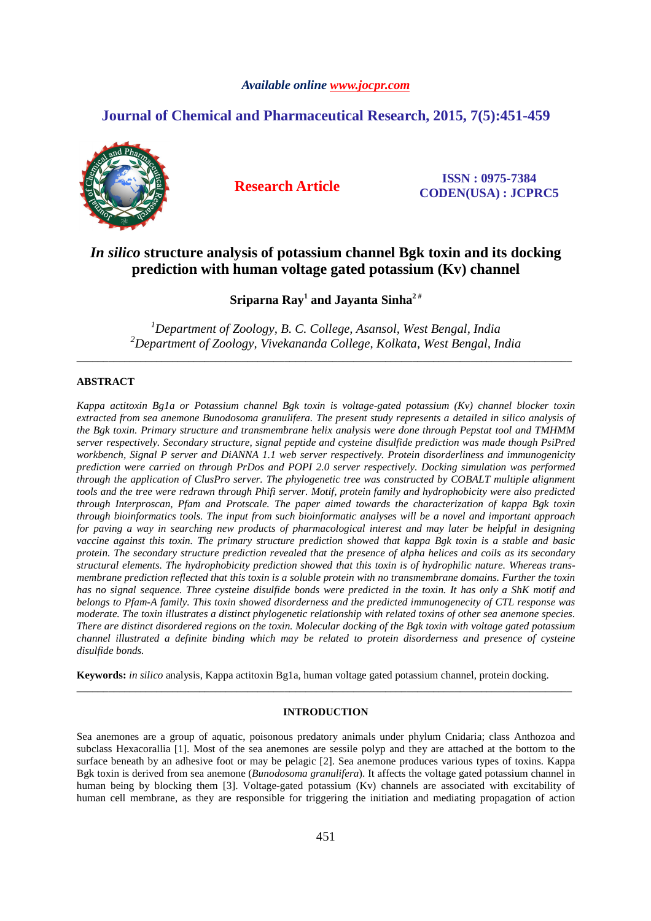*Available online www.jocpr.com*

## Journal of Chemical and Pharmaceutical Research, 2015, 7(5):451-459

**Research Article**

**ISSN : 0975-7384**
**CODEN(USA) : JCPRC5**

# *In silico* structure analysis of potassium channel Bgk toxin and its docking prediction with human voltage gated potassium (Kv) channel

**Sriparna Ray[1] and Jayanta Sinha[2 #]**

*[1]Department of Zoology, B. C. College, Asansol, West Bengal, India*
*[2]Department of Zoology, Vivekananda College, Kolkata, West Bengal, India*

---

## ABSTRACT

*Kappa actitoxin Bg1a or Potassium channel Bgk toxin is voltage-gated potassium (Kv) channel blocker toxin extracted from sea anemone Bunodosoma granulifera. The present study represents a detailed in silico analysis of the Bgk toxin. Primary structure and transmembrane helix analysis were done through Pepstat tool and TMHMM server respectively. Secondary structure, signal peptide and cysteine disulfide prediction was made though PsiPred workbench, Signal P server and DiANNA 1.1 web server respectively. Protein disorderliness and immunogenicity prediction were carried on through PrDos and POPI 2.0 server respectively. Docking simulation was performed through the application of ClusPro server. The phylogenetic tree was constructed by COBALT multiple alignment tools and the tree were redrawn through Phifi server. Motif, protein family and hydrophobicity were also predicted through Interproscan, Pfam and Protscale. The paper aimed towards the characterization of kappa Bgk toxin through bioinformatics tools. The input from such bioinformatic analyses will be a novel and important approach for paving a way in searching new products of pharmacological interest and may later be helpful in designing vaccine against this toxin. The primary structure prediction showed that kappa Bgk toxin is a stable and basic protein. The secondary structure prediction revealed that the presence of alpha helices and coils as its secondary structural elements. The hydrophobicity prediction showed that this toxin is of hydrophilic nature. Whereas trans-membrane prediction reflected that this toxin is a soluble protein with no transmembrane domains. Further the toxin has no signal sequence. Three cysteine disulfide bonds were predicted in the toxin. It has only a ShK motif and belongs to Pfam-A family. This toxin showed disorderness and the predicted immunogenecity of CTL response was moderate. The toxin illustrates a distinct phylogenetic relationship with related toxins of other sea anemone species. There are distinct disordered regions on the toxin. Molecular docking of the Bgk toxin with voltage gated potassium channel illustrated a definite binding which may be related to protein disorderness and presence of cysteine disulfide bonds.*

**Keywords:** *in silico* analysis, Kappa actitoxin Bg1a, human voltage gated potassium channel, protein docking.

---

## INTRODUCTION

Sea anemones are a group of aquatic, poisonous predatory animals under phylum Cnidaria; class Anthozoa and subclass Hexacorallia [1]. Most of the sea anemones are sessile polyp and they are attached at the bottom to the surface beneath by an adhesive foot or may be pelagic [2]. Sea anemone produces various types of toxins. Kappa Bgk toxin is derived from sea anemone (*Bunodosoma granulifera*). It affects the voltage gated potassium channel in human being by blocking them [3]. Voltage-gated potassium (Kv) channels are associated with excitability of human cell membrane, as they are responsible for triggering the initiation and mediating propagation of action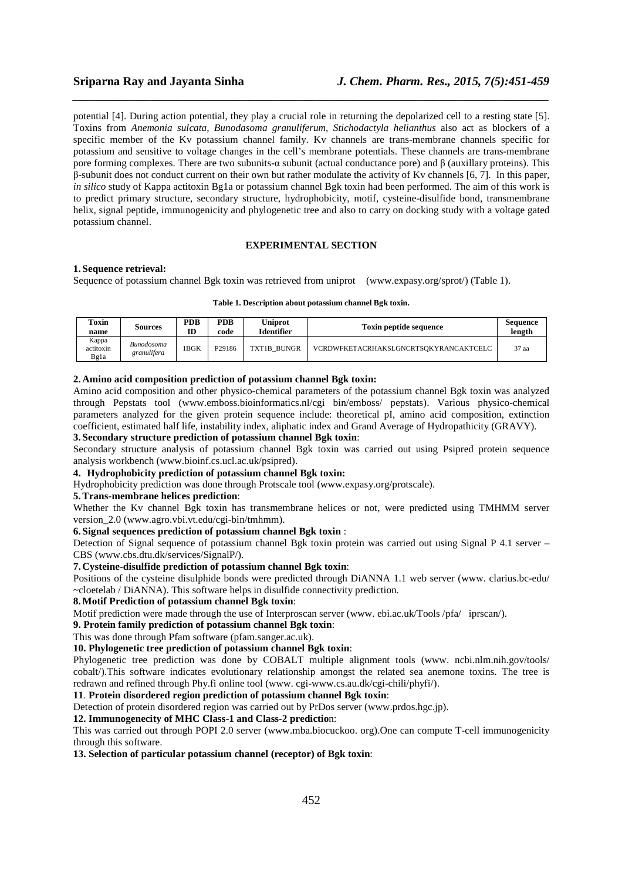potential [4]. During action potential, they play a crucial role in returning the depolarized cell to a resting state [5]. Toxins from *Anemonia sulcata*, *Bunodasoma granuliferum*, *Stichodactyla helianthus* also act as blockers of a specific member of the Kv potassium channel family. Kv channels are trans-membrane channels specific for potassium and sensitive to voltage changes in the cell's membrane potentials. These channels are trans-membrane pore forming complexes. There are two subunits-α subunit (actual conductance pore) and β (auxillary proteins). This β-subunit does not conduct current on their own but rather modulate the activity of Kv channels [6, 7]. In this paper, *in silico* study of Kappa actitoxin Bg1a or potassium channel Bgk toxin had been performed. The aim of this work is to predict primary structure, secondary structure, hydrophobicity, motif, cysteine-disulfide bond, transmembrane helix, signal peptide, immunogenicity and phylogenetic tree and also to carry on docking study with a voltage gated potassium channel.

## EXPERIMENTAL SECTION

**1. Sequence retrieval:**

Sequence of potassium channel Bgk toxin was retrieved from uniprot (www.expasy.org/sprot/) (Table 1).

**Table 1. Description about potassium channel Bgk toxin.**

| Toxin name | Sources | PDB ID | PDB code | Uniprot Identifier | Toxin peptide sequence | Sequence length |
|---|---|---|---|---|---|---|
| Kappa actitoxin Bg1a | *Bunodosoma granulifera* | 1BGK | P29186 | TXT1B_BUNGR | VCRDWFKETACRHAKSLGNCRTSQKYRANCAKTCELC | 37 aa |

**2. Amino acid composition prediction of potassium channel Bgk toxin:**

Amino acid composition and other physico-chemical parameters of the potassium channel Bgk toxin was analyzed through Pepstats tool (www.emboss.bioinformatics.nl/cgi bin/emboss/ pepstats). Various physico-chemical parameters analyzed for the given protein sequence include: theoretical pI, amino acid composition, extinction coefficient, estimated half life, instability index, aliphatic index and Grand Average of Hydropathicity (GRAVY).

**3. Secondary structure prediction of potassium channel Bgk toxin**:

Secondary structure analysis of potassium channel Bgk toxin was carried out using Psipred protein sequence analysis workbench (www.bioinf.cs.ucl.ac.uk/psipred).

**4. Hydrophobicity prediction of potassium channel Bgk toxin:**

Hydrophobicity prediction was done through Protscale tool (www.expasy.org/protscale).

**5. Trans-membrane helices prediction**:

Whether the Kv channel Bgk toxin has transmembrane helices or not, were predicted using TMHMM server version_2.0 (www.agro.vbi.vt.edu/cgi-bin/tmhmm).

**6. Signal sequences prediction of potassium channel Bgk toxin** :

Detection of Signal sequence of potassium channel Bgk toxin protein was carried out using Signal P 4.1 server – CBS (www.cbs.dtu.dk/services/SignalP/).

**7. Cysteine-disulfide prediction of potassium channel Bgk toxin**:

Positions of the cysteine disulphide bonds were predicted through DiANNA 1.1 web server (www. clarius.bc-edu/ ~cloetelab / DiANNA). This software helps in disulfide connectivity prediction.

**8. Motif Prediction of potassium channel Bgk toxin**:

Motif prediction were made through the use of Interproscan server (www. ebi.ac.uk/Tools /pfa/ iprscan/).

**9. Protein family prediction of potassium channel Bgk toxin**:

This was done through Pfam software (pfam.sanger.ac.uk).

**10. Phylogenetic tree prediction of potassium channel Bgk toxin**:

Phylogenetic tree prediction was done by COBALT multiple alignment tools (www. ncbi.nlm.nih.gov/tools/ cobalt/).This software indicates evolutionary relationship amongst the related sea anemone toxins. The tree is redrawn and refined through Phy.fi online tool (www. cgi-www.cs.au.dk/cgi-chili/phyfi/).

**11**. **Protein disordered region prediction of potassium channel Bgk toxin**:

Detection of protein disordered region was carried out by PrDos server (www.prdos.hgc.jp).

**12. Immunogenecity of MHC Class-1 and Class-2 predictio**n:

This was carried out through POPI 2.0 server (www.mba.biocuckoo. org).One can compute T-cell immunogenicity through this software.

**13. Selection of particular potassium channel (receptor) of Bgk toxin**: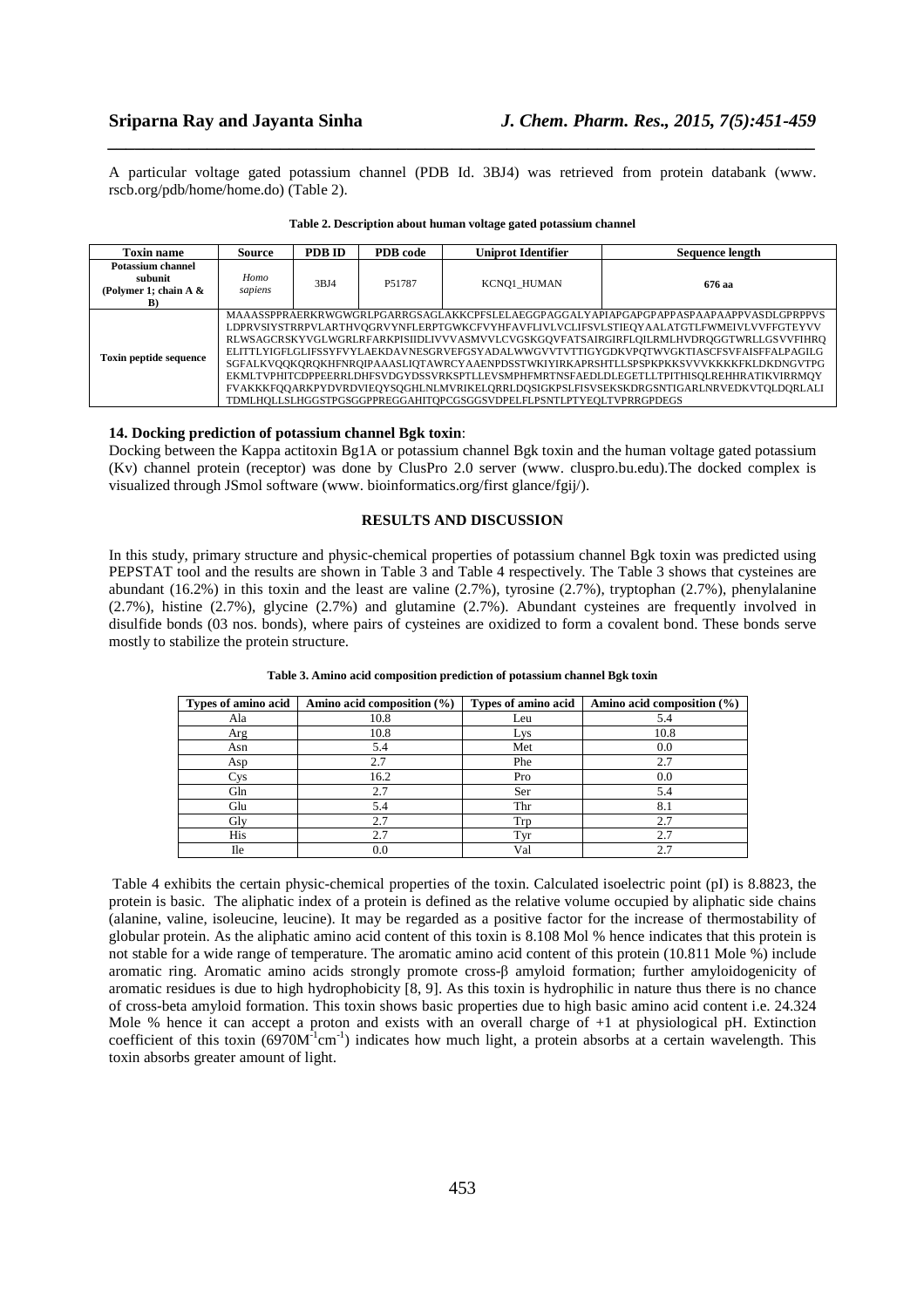A particular voltage gated potassium channel (PDB Id. 3BJ4) was retrieved from protein databank (www. rscb.org/pdb/home/home.do) (Table 2).

**Table 2. Description about human voltage gated potassium channel**

| Toxin name | Source | PDB ID | PDB code | Uniprot Identifier | Sequence length |
|---|---|---|---|---|---|
| **Potassium channel subunit (Polymer 1; chain A & B)** | *Homo sapiens* | 3BJ4 | P51787 | KCNQ1_HUMAN | **676 aa** |
| **Toxin peptide sequence** | MAAASSPPRAERKRWGWGRLPGARRGSAGLAKKCPFSLELAEGGPAGGALYAPIAPGAPGPAPPASPAAPAAPPVASDLGPRPPVS LDPRVSIYSTRRPVLARTHVQGRVYNFLERPTGWKCFVYHFAVFLIVLVCLIFSVLSTIEQYAALATGTLFWMEIVLVVFFGTEYVV RLWSAGCRSKYVGLWGRLRFARKPISIIDLIVVVASMVVLCVGSKGQVFATSAIRGIRFLQILRMLHVDRQGGTWRLLGSVVFIHRQ ELITTLYIGFLGLIFSSYFVYLAEKDAVNESGRVEFGSYADALWWGVVTVTTIGYGDKVPQTWVGKTIASCFSVFAISFFALPAGILG SGFALKVQQKQRQKHFNRQIPAAASLIQTAWRCYAAENPDSSTWKIYIRKAPRSHTLLSPSPKPKKSVVVKKKKFKLDKDNGVTPG EKMLTVPHITCDPPEERRLDHFSVDGYDSSVRKSPTLLEVSMPHFMRTNSFAEDLDLEGETLLTPITHISQLREHHRATIKVIRRMQY FVAKKKFQQARKPYDVRDVIEQYSQGHLNLMVRIKELQRRLDQSIGKPSLFISVSEKSKDRGSNTIGARLNRVEDKVTQLDQRLALI TDMLHQLLSLHGGSTPGSGGPPREGGAHITQPCGSGGSVDPELFLPSNTLPTYEQLTVPRRGPDEGS | | | | |

**14. Docking prediction of potassium channel Bgk toxin**:

Docking between the Kappa actitoxin Bg1A or potassium channel Bgk toxin and the human voltage gated potassium (Kv) channel protein (receptor) was done by ClusPro 2.0 server (www. cluspro.bu.edu).The docked complex is visualized through JSmol software (www. bioinformatics.org/first glance/fgij/).

## RESULTS AND DISCUSSION

In this study, primary structure and physic-chemical properties of potassium channel Bgk toxin was predicted using PEPSTAT tool and the results are shown in Table 3 and Table 4 respectively. The Table 3 shows that cysteines are abundant (16.2%) in this toxin and the least are valine (2.7%), tyrosine (2.7%), tryptophan (2.7%), phenylalanine (2.7%), histine (2.7%), glycine (2.7%) and glutamine (2.7%). Abundant cysteines are frequently involved in disulfide bonds (03 nos. bonds), where pairs of cysteines are oxidized to form a covalent bond. These bonds serve mostly to stabilize the protein structure.

**Table 3. Amino acid composition prediction of potassium channel Bgk toxin**

| Types of amino acid | Amino acid composition (%) | Types of amino acid | Amino acid composition (%) |
|---|---|---|---|
| Ala | 10.8 | Leu | 5.4 |
| Arg | 10.8 | Lys | 10.8 |
| Asn | 5.4 | Met | 0.0 |
| Asp | 2.7 | Phe | 2.7 |
| Cys | 16.2 | Pro | 0.0 |
| Gln | 2.7 | Ser | 5.4 |
| Glu | 5.4 | Thr | 8.1 |
| Gly | 2.7 | Trp | 2.7 |
| His | 2.7 | Tyr | 2.7 |
| Ile | 0.0 | Val | 2.7 |

Table 4 exhibits the certain physic-chemical properties of the toxin. Calculated isoelectric point (pI) is 8.8823, the protein is basic. The aliphatic index of a protein is defined as the relative volume occupied by aliphatic side chains (alanine, valine, isoleucine, leucine). It may be regarded as a positive factor for the increase of thermostability of globular protein. As the aliphatic amino acid content of this toxin is 8.108 Mol % hence indicates that this protein is not stable for a wide range of temperature. The aromatic amino acid content of this protein (10.811 Mole %) include aromatic ring. Aromatic amino acids strongly promote cross-β amyloid formation; further amyloidogenicity of aromatic residues is due to high hydrophobicity [8, 9]. As this toxin is hydrophilic in nature thus there is no chance of cross-beta amyloid formation. This toxin shows basic properties due to high basic amino acid content i.e. 24.324 Mole % hence it can accept a proton and exists with an overall charge of +1 at physiological pH. Extinction coefficient of this toxin ($6970M^{-1}cm^{-1}$) indicates how much light, a protein absorbs at a certain wavelength. This toxin absorbs greater amount of light.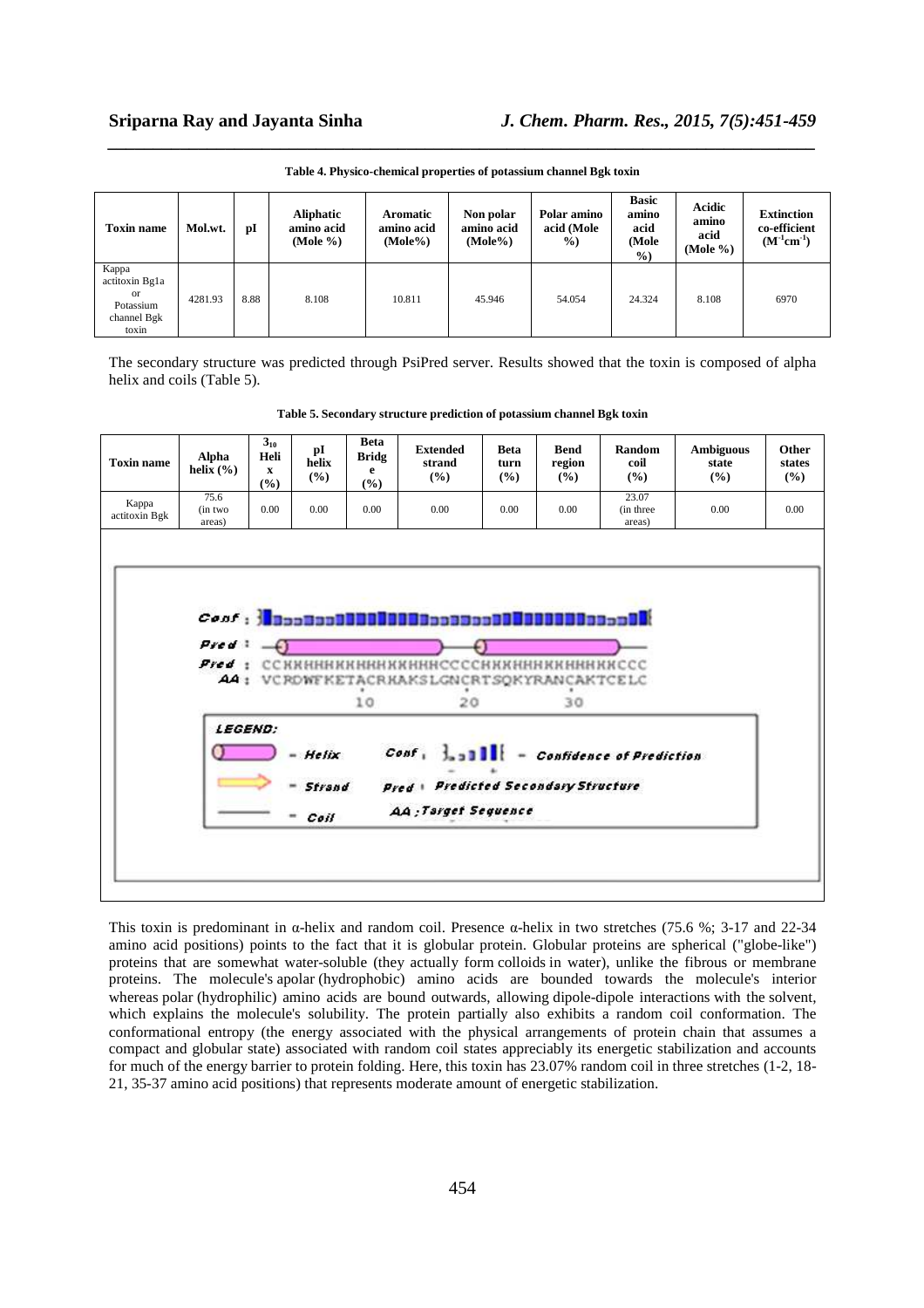**Table 4. Physico-chemical properties of potassium channel Bgk toxin**

| Toxin name | Mol.wt. | pI | Aliphatic amino acid (Mole %) | Aromatic amino acid (Mole%) | Non polar amino acid (Mole%) | Polar amino acid (Mole %) | Basic amino acid (Mole %) | Acidic amino acid (Mole %) | Extinction co-efficient ($M^{-1}cm^{-1}$) |
|---|---|---|---|---|---|---|---|---|---|
| Kappa actitoxin Bg1a or Potassium channel Bgk toxin | 4281.93 | 8.88 | 8.108 | 10.811 | 45.946 | 54.054 | 24.324 | 8.108 | 6970 |

The secondary structure was predicted through PsiPred server. Results showed that the toxin is composed of alpha helix and coils (Table 5).

**Table 5. Secondary structure prediction of potassium channel Bgk toxin**

| Toxin name | Alpha helix (%) | $3_{10}$ Helix (%) | pI helix (%) | Beta Bridge (%) | Extended strand (%) | Beta turn (%) | Bend region (%) | Random coil (%) | Ambiguous state (%) | Other states (%) |
|---|---|---|---|---|---|---|---|---|---|---|
| Kappa actitoxin Bgk | 75.6 (in two areas) | 0.00 | 0.00 | 0.00 | 0.00 | 0.00 | 0.00 | 23.07 (in three areas) | 0.00 | 0.00 |

```
Conf :
Pred :
Pred : CCHHHHHHHHHHHHHHHCCCCHHHHHHHHHHHHHCCC
  AA : VCRDWFKETACRHAKSLGNCRTSQKYRANCAKTCELC
                10        20        30
LEGEND:
 - Helix      Conf : - Confidence of Prediction
 - Strand     Pred : Predicted Secondary Structure
 - Coil       AA : Target Sequence
```

This toxin is predominant in α-helix and random coil. Presence α-helix in two stretches (75.6 %; 3-17 and 22-34 amino acid positions) points to the fact that it is globular protein. Globular proteins are spherical ("globe-like") proteins that are somewhat water-soluble (they actually form colloids in water), unlike the fibrous or membrane proteins. The molecule's apolar (hydrophobic) amino acids are bounded towards the molecule's interior whereas polar (hydrophilic) amino acids are bound outwards, allowing dipole-dipole interactions with the solvent, which explains the molecule's solubility. The protein partially also exhibits a random coil conformation. The conformational entropy (the energy associated with the physical arrangements of protein chain that assumes a compact and globular state) associated with random coil states appreciably its energetic stabilization and accounts for much of the energy barrier to protein folding. Here, this toxin has 23.07% random coil in three stretches (1-2, 18-21, 35-37 amino acid positions) that represents moderate amount of energetic stabilization.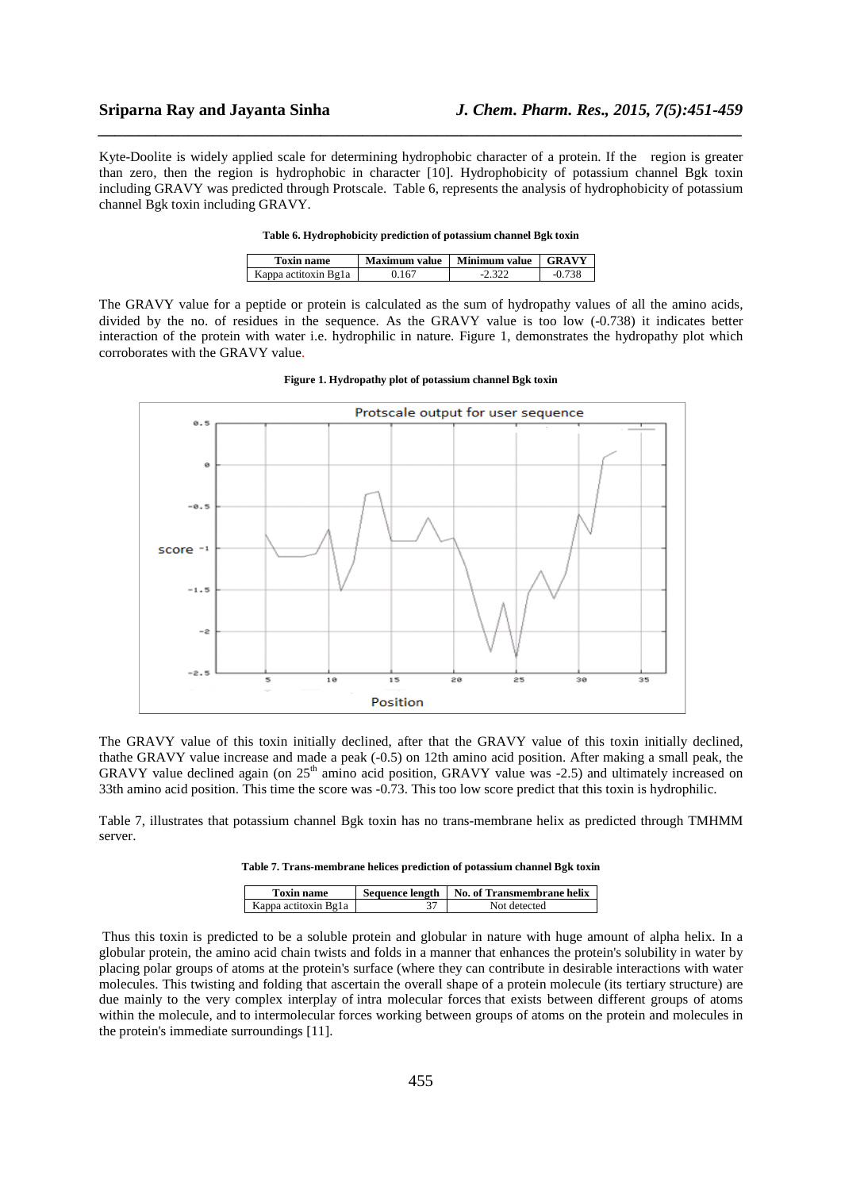Kyte-Doolite is widely applied scale for determining hydrophobic character of a protein. If the region is greater than zero, then the region is hydrophobic in character [10]. Hydrophobicity of potassium channel Bgk toxin including GRAVY was predicted through Protscale. Table 6, represents the analysis of hydrophobicity of potassium channel Bgk toxin including GRAVY.

**Table 6. Hydrophobicity prediction of potassium channel Bgk toxin**

| Toxin name | Maximum value | Minimum value | GRAVY |
|---|---|---|---|
| Kappa actitoxin Bg1a | 0.167 | -2.322 | -0.738 |

The GRAVY value for a peptide or protein is calculated as the sum of hydropathy values of all the amino acids, divided by the no. of residues in the sequence. As the GRAVY value is too low (-0.738) it indicates better interaction of the protein with water i.e. hydrophilic in nature. Figure 1, demonstrates the hydropathy plot which corroborates with the GRAVY value.

**Figure 1. Hydropathy plot of potassium channel Bgk toxin**

The GRAVY value of this toxin initially declined, after that the GRAVY value of this toxin initially declined, thathe GRAVY value increase and made a peak (-0.5) on 12th amino acid position. After making a small peak, the GRAVY value declined again (on 25th amino acid position, GRAVY value was -2.5) and ultimately increased on 33th amino acid position. This time the score was -0.73. This too low score predict that this toxin is hydrophilic.

Table 7, illustrates that potassium channel Bgk toxin has no trans-membrane helix as predicted through TMHMM server.

**Table 7. Trans-membrane helices prediction of potassium channel Bgk toxin**

| Toxin name | Sequence length | No. of Transmembrane helix |
|---|---|---|
| Kappa actitoxin Bg1a | 37 | Not detected |

Thus this toxin is predicted to be a soluble protein and globular in nature with huge amount of alpha helix. In a globular protein, the amino acid chain twists and folds in a manner that enhances the protein's solubility in water by placing polar groups of atoms at the protein's surface (where they can contribute in desirable interactions with water molecules. This twisting and folding that ascertain the overall shape of a protein molecule (its tertiary structure) are due mainly to the very complex interplay of intra molecular forces that exists between different groups of atoms within the molecule, and to intermolecular forces working between groups of atoms on the protein and molecules in the protein's immediate surroundings [11].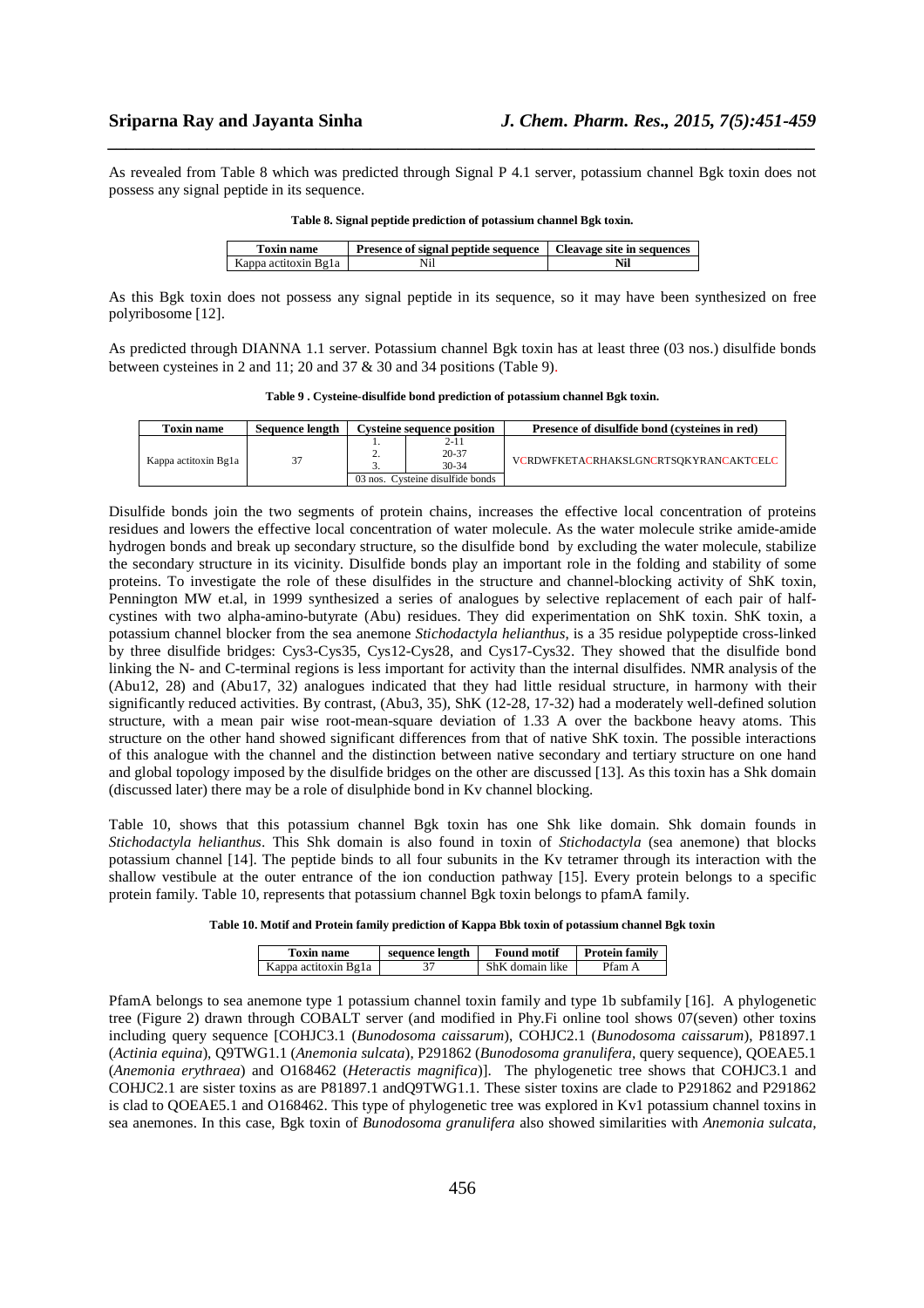As revealed from Table 8 which was predicted through Signal P 4.1 server, potassium channel Bgk toxin does not possess any signal peptide in its sequence.

**Table 8. Signal peptide prediction of potassium channel Bgk toxin.**

| Toxin name | Presence of signal peptide sequence | Cleavage site in sequences |
|---|---|---|
| Kappa actitoxin Bg1a | Nil | **Nil** |

As this Bgk toxin does not possess any signal peptide in its sequence, so it may have been synthesized on free polyribosome [12].

As predicted through DIANNA 1.1 server. Potassium channel Bgk toxin has at least three (03 nos.) disulfide bonds between cysteines in 2 and 11; 20 and 37 & 30 and 34 positions (Table 9).

**Table 9 . Cysteine-disulfide bond prediction of potassium channel Bgk toxin.**

| Toxin name | Sequence length | Cysteine sequence position | | Presence of disulfide bond (cysteines in red) |
|---|---|---|---|---|
| Kappa actitoxin Bg1a | 37 | 1. | 2-11 | VCRDWFKETACRHAKSLGNCRTSQKYRANCAKTCELC |
| | | 2. | 20-37 | |
| | | 3. | 30-34 | |
| | | 03 nos. Cysteine disulfide bonds | | |

Disulfide bonds join the two segments of protein chains, increases the effective local concentration of proteins residues and lowers the effective local concentration of water molecule. As the water molecule strike amide-amide hydrogen bonds and break up secondary structure, so the disulfide bond by excluding the water molecule, stabilize the secondary structure in its vicinity. Disulfide bonds play an important role in the folding and stability of some proteins. To investigate the role of these disulfides in the structure and channel-blocking activity of ShK toxin, Pennington MW et.al, in 1999 synthesized a series of analogues by selective replacement of each pair of half-cystines with two alpha-amino-butyrate (Abu) residues. They did experimentation on ShK toxin. ShK toxin, a potassium channel blocker from the sea anemone *Stichodactyla helianthus*, is a 35 residue polypeptide cross-linked by three disulfide bridges: Cys3-Cys35, Cys12-Cys28, and Cys17-Cys32. They showed that the disulfide bond linking the N- and C-terminal regions is less important for activity than the internal disulfides. NMR analysis of the (Abu12, 28) and (Abu17, 32) analogues indicated that they had little residual structure, in harmony with their significantly reduced activities. By contrast, (Abu3, 35), ShK (12-28, 17-32) had a moderately well-defined solution structure, with a mean pair wise root-mean-square deviation of 1.33 A over the backbone heavy atoms. This structure on the other hand showed significant differences from that of native ShK toxin. The possible interactions of this analogue with the channel and the distinction between native secondary and tertiary structure on one hand and global topology imposed by the disulfide bridges on the other are discussed [13]. As this toxin has a Shk domain (discussed later) there may be a role of disulphide bond in Kv channel blocking.

Table 10, shows that this potassium channel Bgk toxin has one Shk like domain. Shk domain founds in *Stichodactyla helianthus*. This Shk domain is also found in toxin of *Stichodactyla* (sea anemone) that blocks potassium channel [14]. The peptide binds to all four subunits in the Kv tetramer through its interaction with the shallow vestibule at the outer entrance of the ion conduction pathway [15]. Every protein belongs to a specific protein family. Table 10, represents that potassium channel Bgk toxin belongs to pfamA family.

**Table 10. Motif and Protein family prediction of Kappa Bbk toxin of potassium channel Bgk toxin**

| Toxin name | sequence length | Found motif | Protein family |
|---|---|---|---|
| Kappa actitoxin Bg1a | 37 | ShK domain like | Pfam A |

PfamA belongs to sea anemone type 1 potassium channel toxin family and type 1b subfamily [16]. A phylogenetic tree (Figure 2) drawn through COBALT server (and modified in Phy.Fi online tool shows 07(seven) other toxins including query sequence [COHJC3.1 (*Bunodosoma caissarum*), COHJC2.1 (*Bunodosoma caissarum*), P81897.1 (*Actinia equina*), Q9TWG1.1 (*Anemonia sulcata*), P291862 (*Bunodosoma granulifera*, query sequence), QOEAE5.1 (*Anemonia erythraea*) and O168462 (*Heteractis magnifica*)]. The phylogenetic tree shows that COHJC3.1 and COHJC2.1 are sister toxins as are P81897.1 andQ9TWG1.1. These sister toxins are clade to P291862 and P291862 is clad to QOEAE5.1 and O168462. This type of phylogenetic tree was explored in Kv1 potassium channel toxins in sea anemones. In this case, Bgk toxin of *Bunodosoma granulifera* also showed similarities with *Anemonia sulcata*,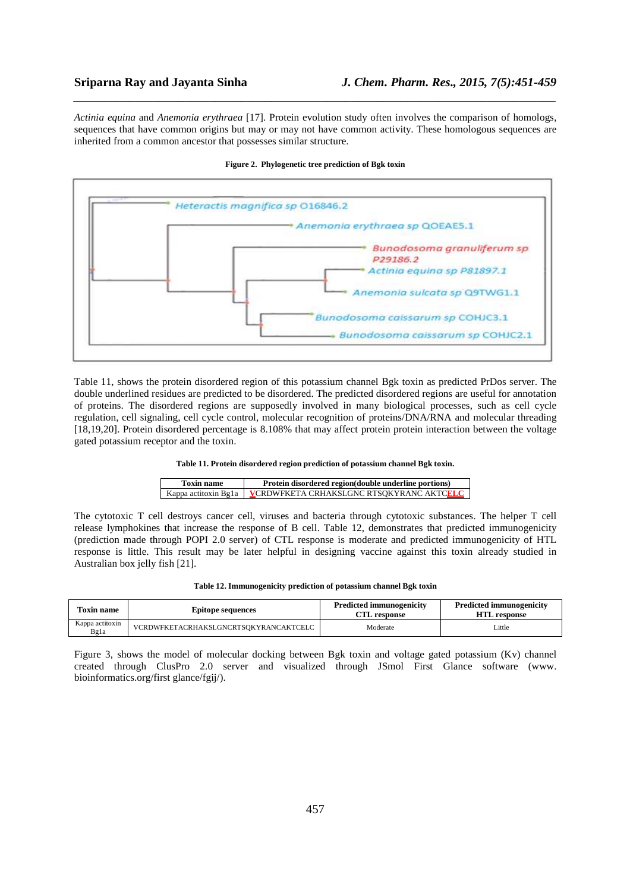*Actinia equina* and *Anemonia erythraea* [17]. Protein evolution study often involves the comparison of homologs, sequences that have common origins but may or may not have common activity. These homologous sequences are inherited from a common ancestor that possesses similar structure.

**Figure 2. Phylogenetic tree prediction of Bgk toxin**

Table 11, shows the protein disordered region of this potassium channel Bgk toxin as predicted PrDos server. The double underlined residues are predicted to be disordered. The predicted disordered regions are useful for annotation of proteins. The disordered regions are supposedly involved in many biological processes, such as cell cycle regulation, cell signaling, cell cycle control, molecular recognition of proteins/DNA/RNA and molecular threading [18,19,20]. Protein disordered percentage is 8.108% that may affect protein protein interaction between the voltage gated potassium receptor and the toxin.

**Table 11. Protein disordered region prediction of potassium channel Bgk toxin.**

| Toxin name | Protein disordered region(double underline portions) |
|---|---|
| Kappa actitoxin Bg1a | **V**CRDWFKETA CRHAKSLGNC RTSQKYRANC AKTC**ELC** |

The cytotoxic T cell destroys cancer cell, viruses and bacteria through cytotoxic substances. The helper T cell release lymphokines that increase the response of B cell. Table 12, demonstrates that predicted immunogenicity (prediction made through POPI 2.0 server) of CTL response is moderate and predicted immunogenicity of HTL response is little. This result may be later helpful in designing vaccine against this toxin already studied in Australian box jelly fish [21].

**Table 12. Immunogenicity prediction of potassium channel Bgk toxin**

| Toxin name | Epitope sequences | Predicted immunogenicity CTL response | Predicted immunogenicity HTL response |
|---|---|---|---|
| Kappa actitoxin Bg1a | VCRDWFKETACRHAKSLGNCRTSQKYRANCAKTCELC | Moderate | Little |

Figure 3, shows the model of molecular docking between Bgk toxin and voltage gated potassium (Kv) channel created through ClusPro 2.0 server and visualized through JSmol First Glance software (www. bioinformatics.org/first glance/fgij/).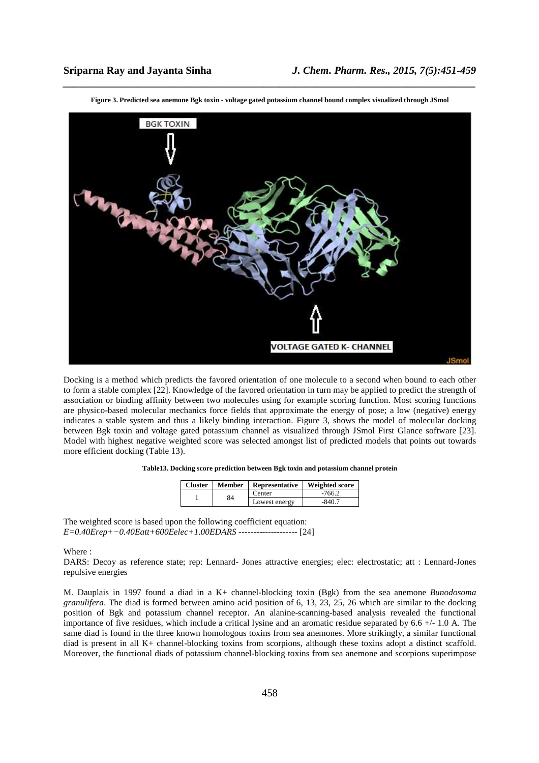**Figure 3. Predicted sea anemone Bgk toxin - voltage gated potassium channel bound complex visualized through JSmol**

Docking is a method which predicts the favored orientation of one molecule to a second when bound to each other to form a stable complex [22]. Knowledge of the favored orientation in turn may be applied to predict the strength of association or binding affinity between two molecules using for example scoring function. Most scoring functions are physico-based molecular mechanics force fields that approximate the energy of pose; a low (negative) energy indicates a stable system and thus a likely binding interaction. Figure 3, shows the model of molecular docking between Bgk toxin and voltage gated potassium channel as visualized through JSmol First Glance software [23]. Model with highest negative weighted score was selected amongst list of predicted models that points out towards more efficient docking (Table 13).

**Table13. Docking score prediction between Bgk toxin and potassium channel protein**

| Cluster | Member | Representative | Weighted score |
|---|---|---|---|
| 1 | 84 | Center | -766.2 |
| | | Lowest energy | -840.7 |

The weighted score is based upon the following coefficient equation:
*E=0.40Erep+−0.40Eatt+600Eelec+1.00EDARS* -------------------- [24]

Where :
DARS: Decoy as reference state; rep: Lennard- Jones attractive energies; elec: electrostatic; att : Lennard-Jones repulsive energies

M. Dauplais in 1997 found a diad in a K+ channel-blocking toxin (Bgk) from the sea anemone *Bunodosoma granulifera*. The diad is formed between amino acid position of 6, 13, 23, 25, 26 which are similar to the docking position of Bgk and potassium channel receptor. An alanine-scanning-based analysis revealed the functional importance of five residues, which include a critical lysine and an aromatic residue separated by 6.6 +/- 1.0 A. The same diad is found in the three known homologous toxins from sea anemones. More strikingly, a similar functional diad is present in all K+ channel-blocking toxins from scorpions, although these toxins adopt a distinct scaffold. Moreover, the functional diads of potassium channel-blocking toxins from sea anemone and scorpions superimpose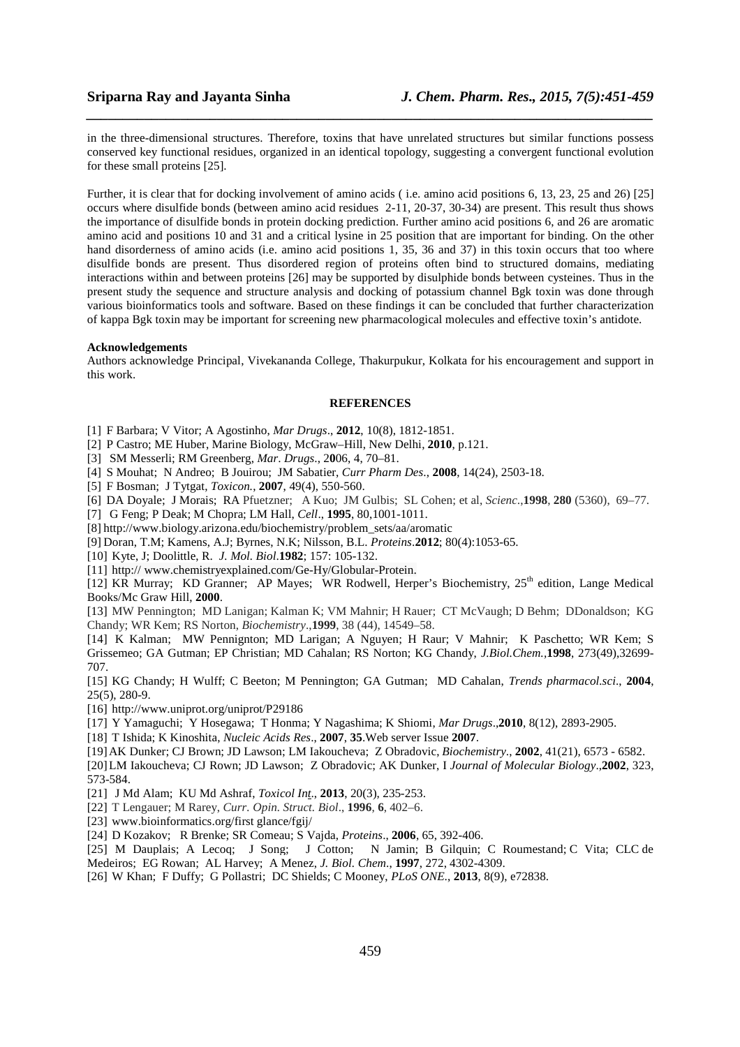in the three-dimensional structures. Therefore, toxins that have unrelated structures but similar functions possess conserved key functional residues, organized in an identical topology, suggesting a convergent functional evolution for these small proteins [25].

Further, it is clear that for docking involvement of amino acids ( i.e. amino acid positions 6, 13, 23, 25 and 26) [25] occurs where disulfide bonds (between amino acid residues 2-11, 20-37, 30-34) are present. This result thus shows the importance of disulfide bonds in protein docking prediction. Further amino acid positions 6, and 26 are aromatic amino acid and positions 10 and 31 and a critical lysine in 25 position that are important for binding. On the other hand disorderness of amino acids (i.e. amino acid positions 1, 35, 36 and 37) in this toxin occurs that too where disulfide bonds are present. Thus disordered region of proteins often bind to structured domains, mediating interactions within and between proteins [26] may be supported by disulphide bonds between cysteines. Thus in the present study the sequence and structure analysis and docking of potassium channel Bgk toxin was done through various bioinformatics tools and software. Based on these findings it can be concluded that further characterization of kappa Bgk toxin may be important for screening new pharmacological molecules and effective toxin's antidote.

**Acknowledgements**

Authors acknowledge Principal, Vivekananda College, Thakurpukur, Kolkata for his encouragement and support in this work.

## REFERENCES

[1] F Barbara; V Vitor; A Agostinho, *Mar Drugs*., **2012**, 10(8), 1812-1851.

[2] P Castro; ME Huber, Marine Biology, McGraw–Hill, New Delhi, **2010**, p.121.

[3] SM Messerli; RM Greenberg, *Mar. Drugs*., 2**0**06, 4, 70–81.

[4] S Mouhat; N Andreo; B Jouirou; JM Sabatier, *Curr Pharm Des*., **2008**, 14(24), 2503-18.

[5] F Bosman; J Tytgat, *Toxicon.*, **2007**, 49(4), 550-560.

[6] DA Doyale; J Morais; RA Pfuetzner; A Kuo; JM Gulbis; SL Cohen; et al, *Scienc*.,**1998**, **280** (5360), 69–77.

[7] G Feng; P Deak; M Chopra; LM Hall, *Cell*., **1995**, 80,1001-1011.

[8] http://www.biology.arizona.edu/biochemistry/problem_sets/aa/aromatic

[9] Doran, T.M; Kamens, A.J; Byrnes, N.K; Nilsson, B.L. *Proteins*.**2012**; 80(4):1053-65.

[10] Kyte, J; Doolittle, R. *J. Mol. Biol*.**1982**; 157: 105-132.

[11] http:// www.chemistryexplained.com/Ge-Hy/Globular-Protein.

[12] KR Murray; KD Granner; AP Mayes; WR Rodwell, Herper's Biochemistry, 25th edition, Lange Medical Books/Mc Graw Hill, **2000**.

[13] MW Pennington; MD Lanigan; Kalman K; VM Mahnir; H Rauer; CT McVaugh; D Behm; DDonaldson; KG Chandy; WR Kem; RS Norton, *Biochemistry*.,**1999**, 38 (44), 14549–58.

[14] K Kalman; MW Pennignton; MD Larigan; A Nguyen; H Raur; V Mahnir; K Paschetto; WR Kem; S Grissemeo; GA Gutman; EP Christian; MD Cahalan; RS Norton; KG Chandy, *J.Biol.Chem.*,**1998**, 273(49),32699-707.

[15] KG Chandy; H Wulff; C Beeton; M Pennington; GA Gutman; MD Cahalan, *Trends pharmacol.sci*., **2004**, 25(5), 280-9.

[16] http://www.uniprot.org/uniprot/P29186

[17] Y Yamaguchi; Y Hosegawa; T Honma; Y Nagashima; K Shiomi, *Mar Drugs*.,**2010**, 8(12), 2893-2905.

[18] T Ishida; K Kinoshita, *Nucleic Acids Res*., **2007**, **35**.Web server Issue **2007**.

[19] AK Dunker; CJ Brown; JD Lawson; LM Iakoucheva; Z Obradovic, *Biochemistry*., **2002**, 41(21), 6573 - 6582.

[20] LM Iakoucheva; CJ Rown; JD Lawson; Z Obradovic; AK Dunker, I *Journal of Molecular Biology*.,**2002**, 323, 573-584.

[21] J Md Alam; KU Md Ashraf, *Toxicol Int*., **2013**, 20(3), 235-253.

[22] T Lengauer; M Rarey, *Curr. Opin. Struct. Biol*., **1996**, **6**, 402–6.

[23] www.bioinformatics.org/first glance/fgij/

[24] D Kozakov; R Brenke; SR Comeau; S Vajda, *Proteins*., **2006**, 65, 392-406.

[25] M Dauplais; A Lecoq; J Song; J Cotton; N Jamin; B Gilquin; C Roumestand; C Vita; CLC de Medeiros; EG Rowan; AL Harvey; A Menez, *J. Biol. Chem*., **1997**, 272, 4302-4309.

[26] W Khan; F Duffy; G Pollastri; DC Shields; C Mooney, *PLoS ONE*., **2013**, 8(9), e72838.